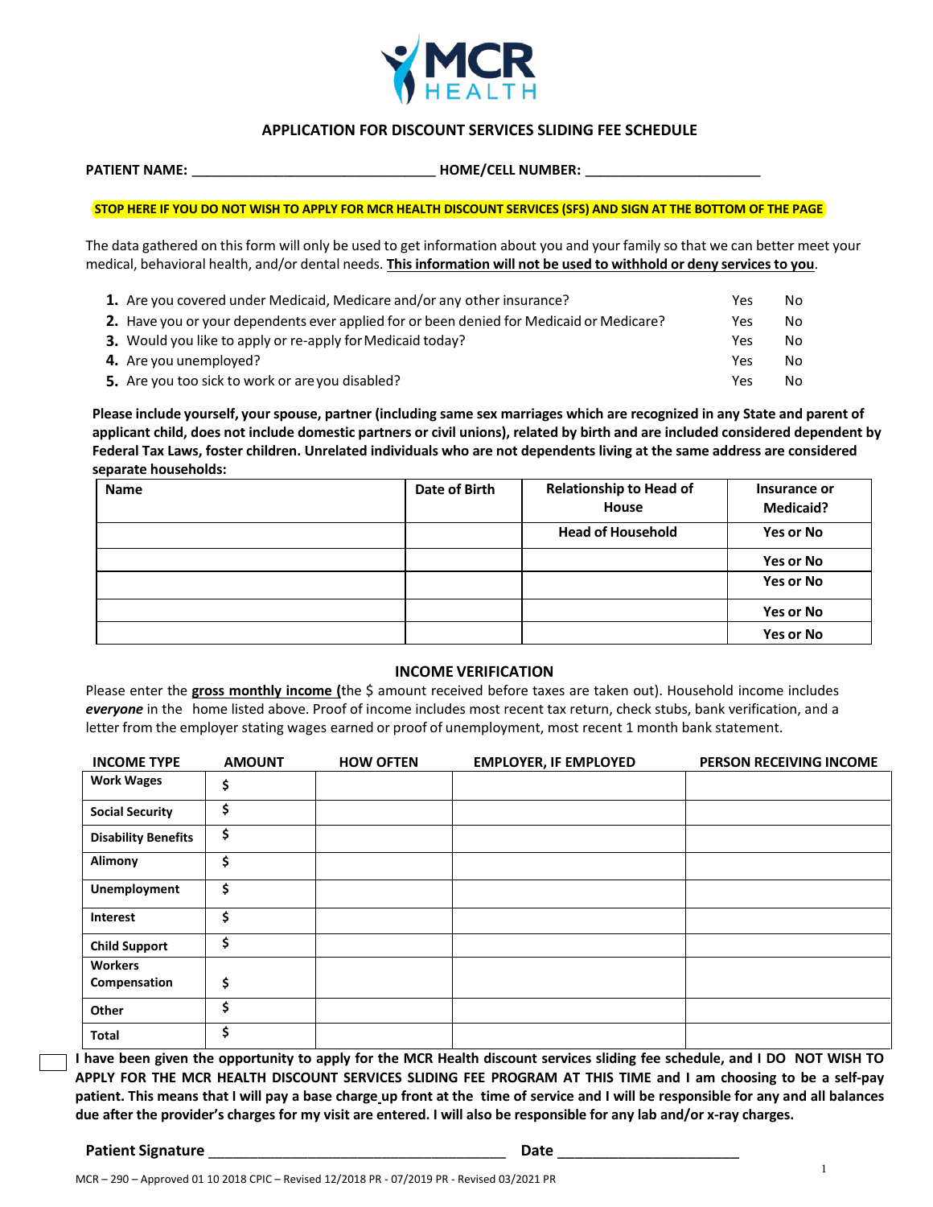MCR HEALTH

## APPLICATION FOR DISCOUNT SERVICES SLIDING FEE SCHEDULE

**PATIENT NAME:** _______________________________ **HOME/CELL NUMBER:** ______________________

**STOP HERE IF YOU DO NOT WISH TO APPLY FOR MCR HEALTH DISCOUNT SERVICES (SFS) AND SIGN AT THE BOTTOM OF THE PAGE**

The data gathered on this form will only be used to get information about you and your family so that we can better meet your medical, behavioral health, and/or dental needs. **This information will not be used to withhold or deny services to you**.

1. Are you covered under Medicaid, Medicare and/or any other insurance? Yes No
2. Have you or your dependents ever applied for or been denied for Medicaid or Medicare? Yes No
3. Would you like to apply or re-apply for Medicaid today? Yes No
4. Are you unemployed? Yes No
5. Are you too sick to work or are you disabled? Yes No

**Please include yourself, your spouse, partner (including same sex marriages which are recognized in any State and parent of applicant child, does not include domestic partners or civil unions), related by birth and are included considered dependent by Federal Tax Laws, foster children. Unrelated individuals who are not dependents living at the same address are considered separate households:**

| Name | Date of Birth | Relationship to Head of House | Insurance or Medicaid? |
|---|---|---|---|
| | | Head of Household | Yes or No |
| | | | Yes or No |
| | | | Yes or No |
| | | | Yes or No |
| | | | Yes or No |

### INCOME VERIFICATION

Please enter the **gross monthly income** (the $ amount received before taxes are taken out). Household income includes ***everyone*** in the home listed above. Proof of income includes most recent tax return, check stubs, bank verification, and a letter from the employer stating wages earned or proof of unemployment, most recent 1 month bank statement.

| INCOME TYPE | AMOUNT | HOW OFTEN | EMPLOYER, IF EMPLOYED | PERSON RECEIVING INCOME |
|---|---|---|---|---|
| **Work Wages** | $ | | | |
| **Social Security** | $ | | | |
| **Disability Benefits** | $ | | | |
| **Alimony** | $ | | | |
| **Unemployment** | $ | | | |
| **Interest** | $ | | | |
| **Child Support** | $ | | | |
| **Workers Compensation** | $ | | | |
| **Other** | $ | | | |
| **Total** | $ | | | |

☐ **I have been given the opportunity to apply for the MCR Health discount services sliding fee schedule, and I DO NOT WISH TO APPLY FOR THE MCR HEALTH DISCOUNT SERVICES SLIDING FEE PROGRAM AT THIS TIME and I am choosing to be a self-pay patient. This means that I will pay a base charge up front at the time of service and I will be responsible for any and all balances due after the provider's charges for my visit are entered. I will also be responsible for any lab and/or x-ray charges.**

**Patient Signature** ____________________________________ **Date** ______________________

MCR – 290 – Approved 01 10 2018 CPIC – Revised 12/2018 PR - 07/2019 PR - Revised 03/2021 PR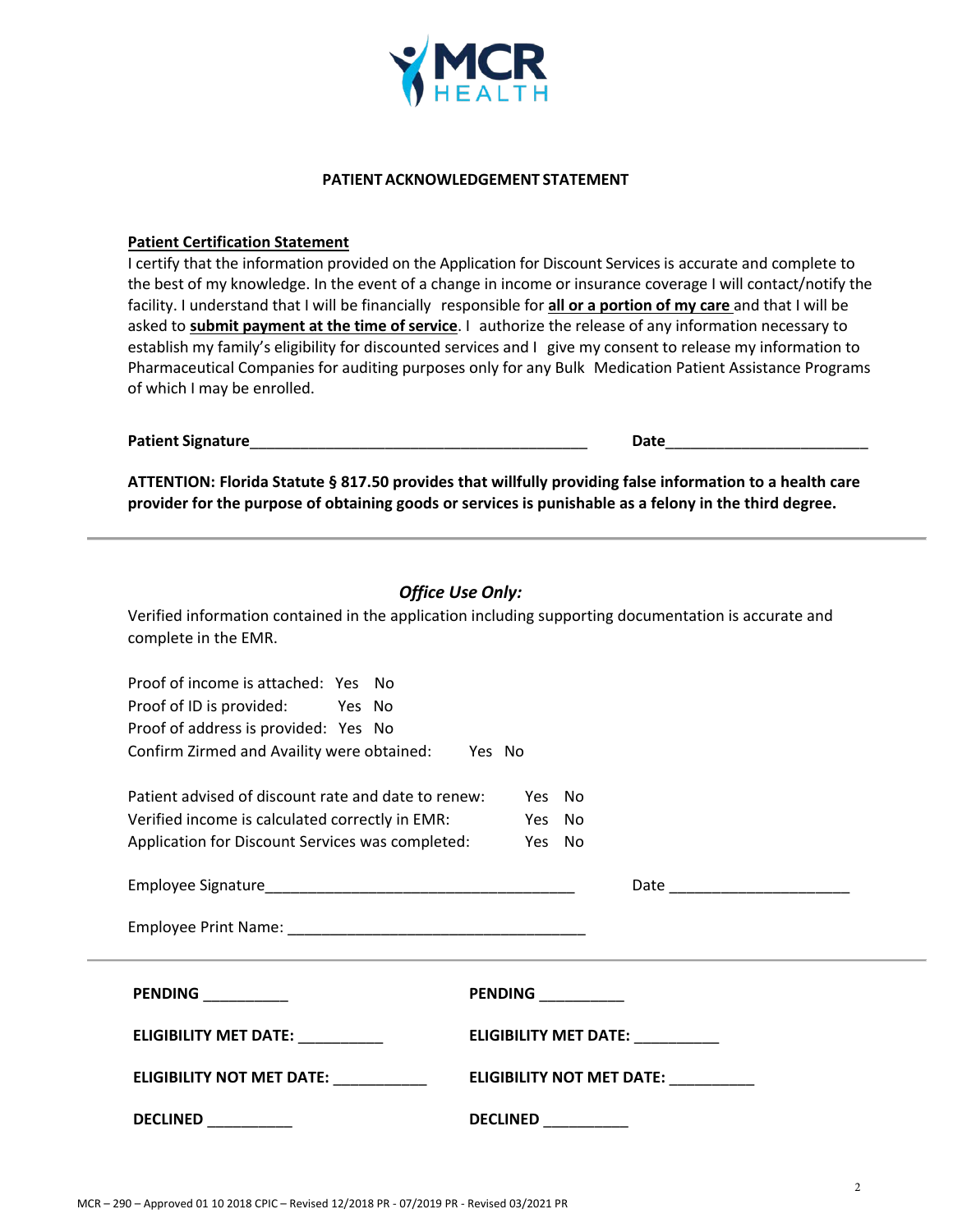**MCR HEALTH**

## PATIENT ACKNOWLEDGEMENT STATEMENT

**Patient Certification Statement**

I certify that the information provided on the Application for Discount Services is accurate and complete to the best of my knowledge. In the event of a change in income or insurance coverage I will contact/notify the facility. I understand that I will be financially responsible for **all or a portion of my care** and that I will be asked to **submit payment at the time of service**. I authorize the release of any information necessary to establish my family's eligibility for discounted services and I give my consent to release my information to Pharmaceutical Companies for auditing purposes only for any Bulk Medication Patient Assistance Programs of which I may be enrolled.

**Patient Signature**_________________________________________ **Date**________________________

**ATTENTION: Florida Statute § 817.50 provides that willfully providing false information to a health care provider for the purpose of obtaining goods or services is punishable as a felony in the third degree.**

---

### *Office Use Only:*

Verified information contained in the application including supporting documentation is accurate and complete in the EMR.

Proof of income is attached: Yes No
Proof of ID is provided: Yes No
Proof of address is provided: Yes No
Confirm Zirmed and Availity were obtained: Yes No

Patient advised of discount rate and date to renew: Yes No
Verified income is calculated correctly in EMR: Yes No
Application for Discount Services was completed: Yes No

Employee Signature_____________________________________ Date ______________________

Employee Print Name: ____________________________________

---

**PENDING** __________ **PENDING** __________

**ELIGIBILITY MET DATE:** __________ **ELIGIBILITY MET DATE:** __________

**ELIGIBILITY NOT MET DATE:** ___________ **ELIGIBILITY NOT MET DATE:** __________

**DECLINED** __________ **DECLINED** __________

MCR – 290 – Approved 01 10 2018 CPIC – Revised 12/2018 PR - 07/2019 PR - Revised 03/2021 PR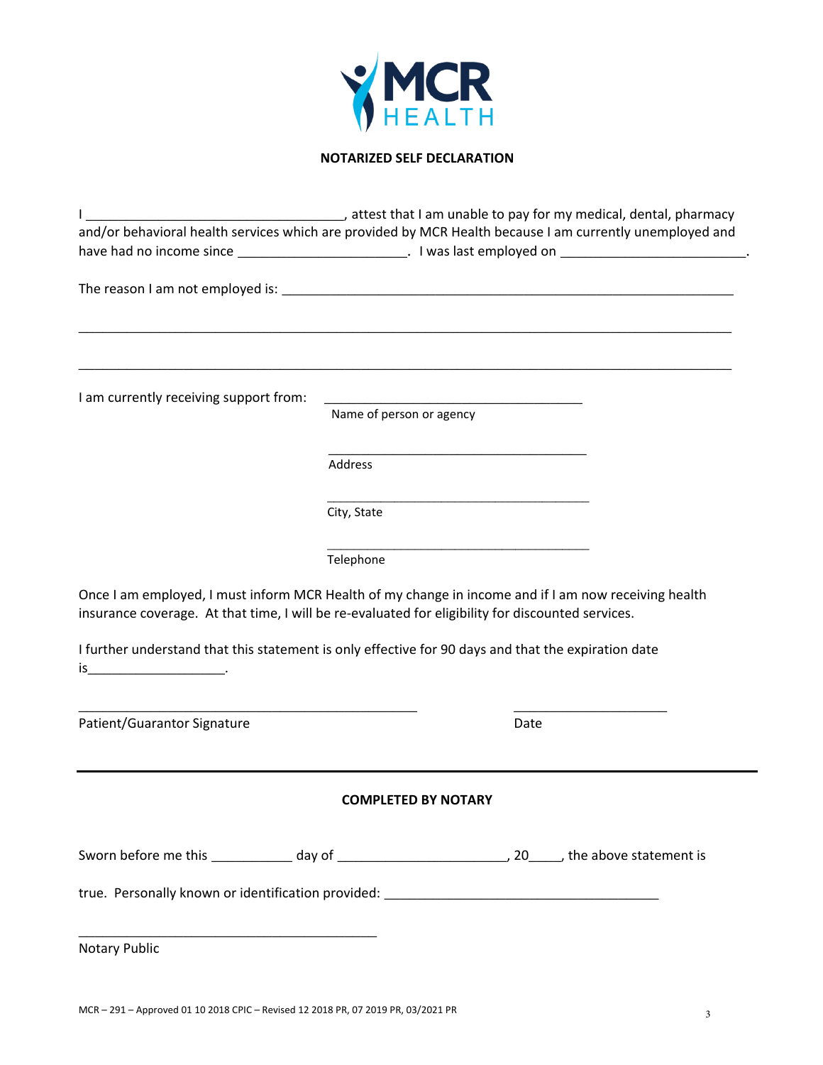MCR HEALTH

## NOTARIZED SELF DECLARATION

I ___________________________________, attest that I am unable to pay for my medical, dental, pharmacy and/or behavioral health services which are provided by MCR Health because I am currently unemployed and have had no income since _______________________. I was last employed on _________________________.

The reason I am not employed is: ______________________________________________________________

______________________________________________________________________________________

______________________________________________________________________________________

I am currently receiving support from: ____________________________________
Name of person or agency

____________________________________
Address

____________________________________
City, State

____________________________________
Telephone

Once I am employed, I must inform MCR Health of my change in income and if I am now receiving health insurance coverage. At that time, I will be re-evaluated for eligibility for discounted services.

I further understand that this statement is only effective for 90 days and that the expiration date is___________________.

_______________________________________________ ______________________

Patient/Guarantor Signature Date

---

**COMPLETED BY NOTARY**

Sworn before me this ___________ day of _______________________, 20_____, the above statement is

true. Personally known or identification provided: _____________________________________

_________________________________________

Notary Public

MCR – 291 – Approved 01 10 2018 CPIC – Revised 12 2018 PR, 07 2019 PR, 03/2021 PR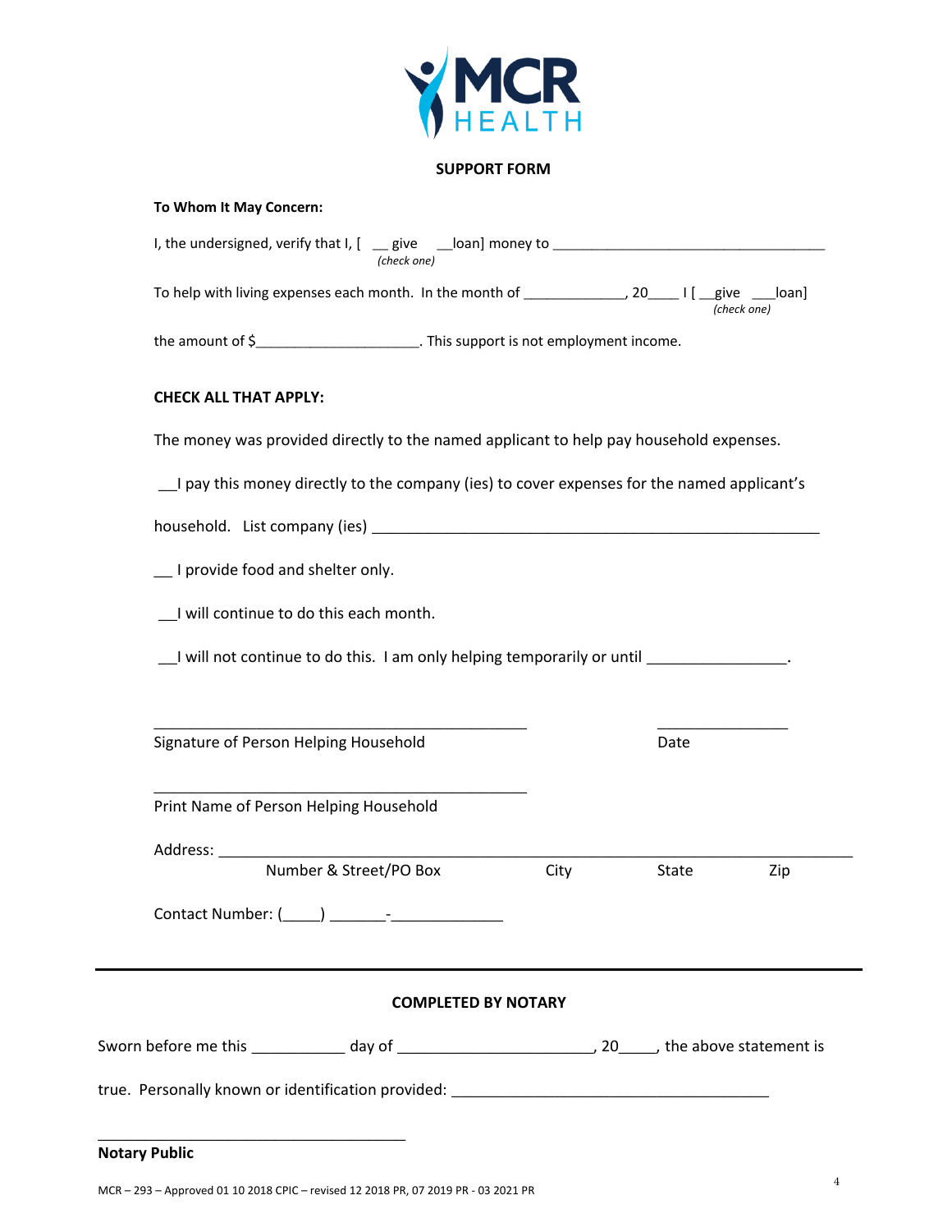MCR HEALTH

## SUPPORT FORM

**To Whom It May Concern:**

I, the undersigned, verify that I, [ __ give __loan] money to ____________________________________
*(check one)*

To help with living expenses each month. In the month of _____________, 20____ I [ __give ___loan]
*(check one)*

the amount of $_____________________. This support is not employment income.

**CHECK ALL THAT APPLY:**

The money was provided directly to the named applicant to help pay household expenses.

__I pay this money directly to the company (ies) to cover expenses for the named applicant's household. List company (ies) ___________________________________________________________

__ I provide food and shelter only.

__I will continue to do this each month.

__I will not continue to do this. I am only helping temporarily or until ________________.

_____________________________________________ ________________
Signature of Person Helping Household Date

_____________________________________________
Print Name of Person Helping Household

Address: ______________________________________________________________________________
Number & Street/PO Box City State Zip

Contact Number: (_____) _______-_____________

---

**COMPLETED BY NOTARY**

Sworn before me this ___________ day of _______________________, 20_____, the above statement is true. Personally known or identification provided: ______________________________________

_____________________________________
**Notary Public**

MCR – 293 – Approved 01 10 2018 CPIC – revised 12 2018 PR, 07 2019 PR - 03 2021 PR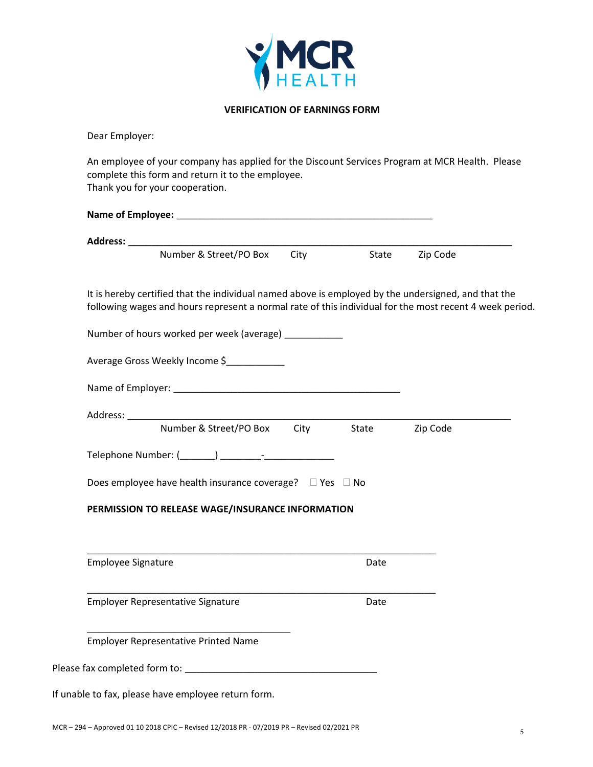MCR HEALTH

**VERIFICATION OF EARNINGS FORM**

Dear Employer:

An employee of your company has applied for the Discount Services Program at MCR Health. Please complete this form and return it to the employee.
Thank you for your cooperation.

**Name of Employee:** ______________________________________________

**Address:** ______________________________________________________________________
Number & Street/PO Box City State Zip Code

It is hereby certified that the individual named above is employed by the undersigned, and that the following wages and hours represent a normal rate of this individual for the most recent 4 week period.

Number of hours worked per week (average) ___________

Average Gross Weekly Income $___________

Name of Employer: ____________________________________________

Address: ______________________________________________________________________
Number & Street/PO Box City State Zip Code

Telephone Number: (_______) ________-_____________

Does employee have health insurance coverage? ☐ Yes ☐ No

**PERMISSION TO RELEASE WAGE/INSURANCE INFORMATION**

______________________________________________________________
Employee Signature Date

______________________________________________________________
Employer Representative Signature Date

____________________________________
Employer Representative Printed Name

Please fax completed form to: ____________________________________

If unable to fax, please have employee return form.

MCR – 294 – Approved 01 10 2018 CPIC – Revised 12/2018 PR - 07/2019 PR – Revised 02/2021 PR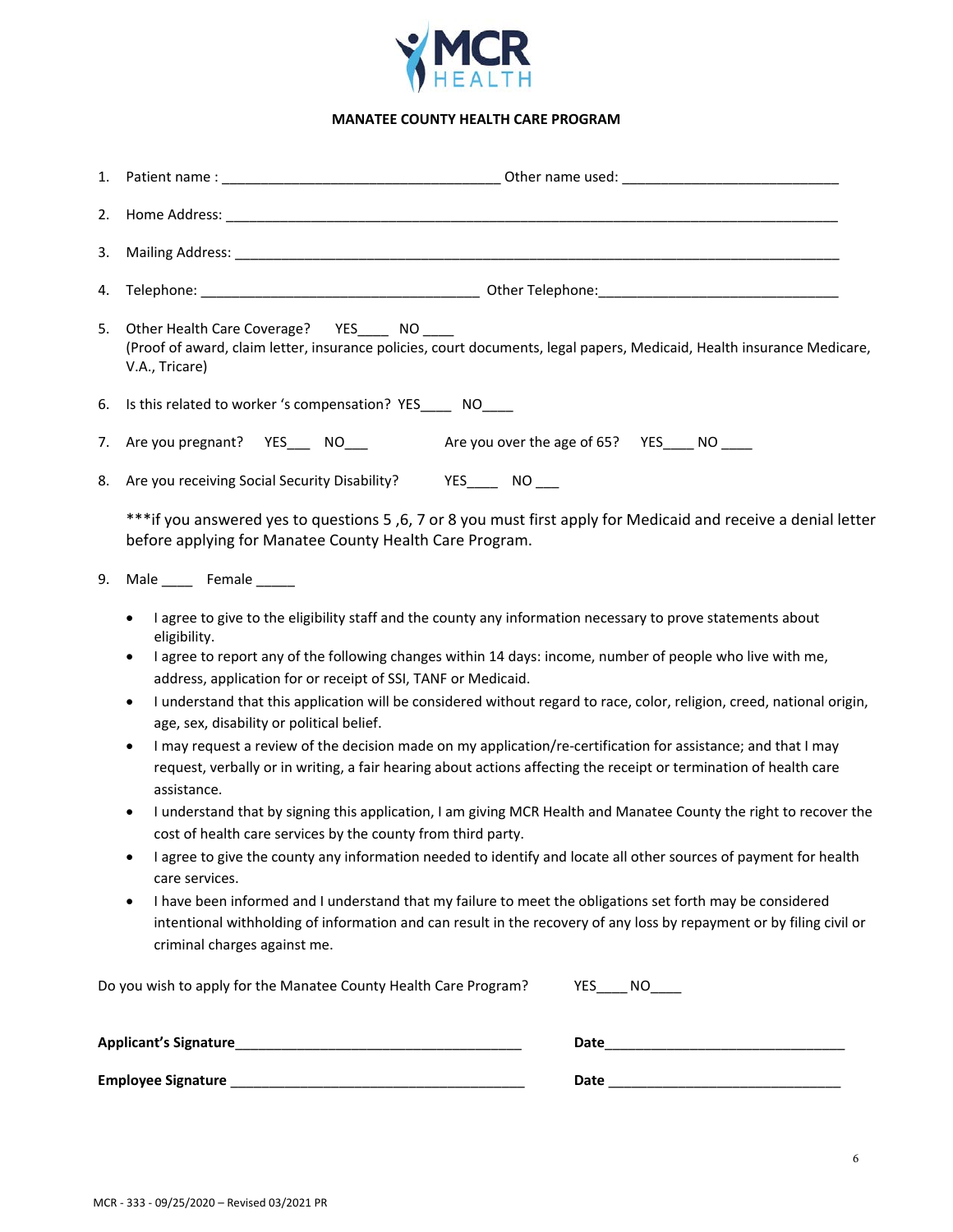# MANATEE COUNTY HEALTH CARE PROGRAM

1. Patient name : ___________________________________ Other name used: ___________________________

2. Home Address: ___________________________________________________________________________

3. Mailing Address: _________________________________________________________________________

4. Telephone: ___________________________________ Other Telephone:______________________________

5. Other Health Care Coverage? YES____ NO ____
   (Proof of award, claim letter, insurance policies, court documents, legal papers, Medicaid, Health insurance Medicare, V.A., Tricare)

6. Is this related to worker 's compensation? YES____ NO____

7. Are you pregnant? YES___ NO___ Are you over the age of 65? YES____ NO ____

8. Are you receiving Social Security Disability? YES____ NO ___

   ***if you answered yes to questions 5 ,6, 7 or 8 you must first apply for Medicaid and receive a denial letter before applying for Manatee County Health Care Program.

9. Male ____ Female _____

- I agree to give to the eligibility staff and the county any information necessary to prove statements about eligibility.
- I agree to report any of the following changes within 14 days: income, number of people who live with me, address, application for or receipt of SSI, TANF or Medicaid.
- I understand that this application will be considered without regard to race, color, religion, creed, national origin, age, sex, disability or political belief.
- I may request a review of the decision made on my application/re-certification for assistance; and that I may request, verbally or in writing, a fair hearing about actions affecting the receipt or termination of health care assistance.
- I understand that by signing this application, I am giving MCR Health and Manatee County the right to recover the cost of health care services by the county from third party.
- I agree to give the county any information needed to identify and locate all other sources of payment for health care services.
- I have been informed and I understand that my failure to meet the obligations set forth may be considered intentional withholding of information and can result in the recovery of any loss by repayment or by filing civil or criminal charges against me.

Do you wish to apply for the Manatee County Health Care Program? YES____ NO____

**Applicant's Signature**_____________________________________ **Date**________________________________

**Employee Signature** _____________________________________ **Date** ________________________________

MCR - 333 - 09/25/2020 – Revised 03/2021 PR